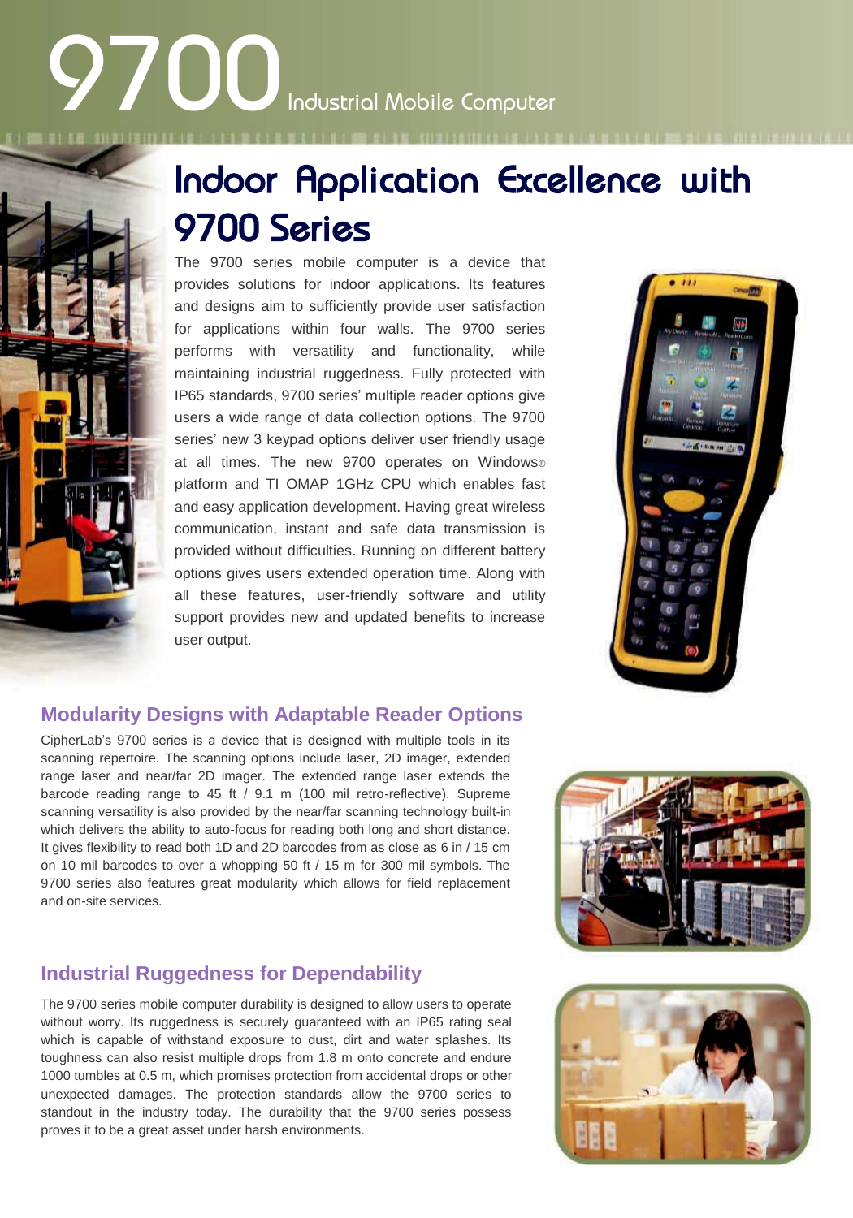# 9700 Industrial Mobile Computer

## Indoor Application Excellence with 9700 Series

The 9700 series mobile computer is a device that provides solutions for indoor applications. Its features and designs aim to sufficiently provide user satisfaction for applications within four walls. The 9700 series performs with versatility and functionality, while maintaining industrial ruggedness. Fully protected with IP65 standards, 9700 series' multiple reader options give users a wide range of data collection options. The 9700 series' new 3 keypad options deliver user friendly usage at all times. The new 9700 operates on Windows® platform and TI OMAP 1GHz CPU which enables fast and easy application development. Having great wireless communication, instant and safe data transmission is provided without difficulties. Running on different battery options gives users extended operation time. Along with all these features, user-friendly software and utility support provides new and updated benefits to increase user output.

### Modularity Designs with Adaptable Reader Options

CipherLab's 9700 series is a device that is designed with multiple tools in its scanning repertoire. The scanning options include laser, 2D imager, extended range laser and near/far 2D imager. The extended range laser extends the barcode reading range to 45 ft / 9.1 m (100 mil retro-reflective). Supreme scanning versatility is also provided by the near/far scanning technology built-in which delivers the ability to auto-focus for reading both long and short distance. It gives flexibility to read both 1D and 2D barcodes from as close as 6 in / 15 cm on 10 mil barcodes to over a whopping 50 ft / 15 m for 300 mil symbols. The 9700 series also features great modularity which allows for field replacement and on-site services.

### Industrial Ruggedness for Dependability

The 9700 series mobile computer durability is designed to allow users to operate without worry. Its ruggedness is securely guaranteed with an IP65 rating seal which is capable of withstand exposure to dust, dirt and water splashes. Its toughness can also resist multiple drops from 1.8 m onto concrete and endure 1000 tumbles at 0.5 m, which promises protection from accidental drops or other unexpected damages. The protection standards allow the 9700 series to standout in the industry today. The durability that the 9700 series possess proves it to be a great asset under harsh environments.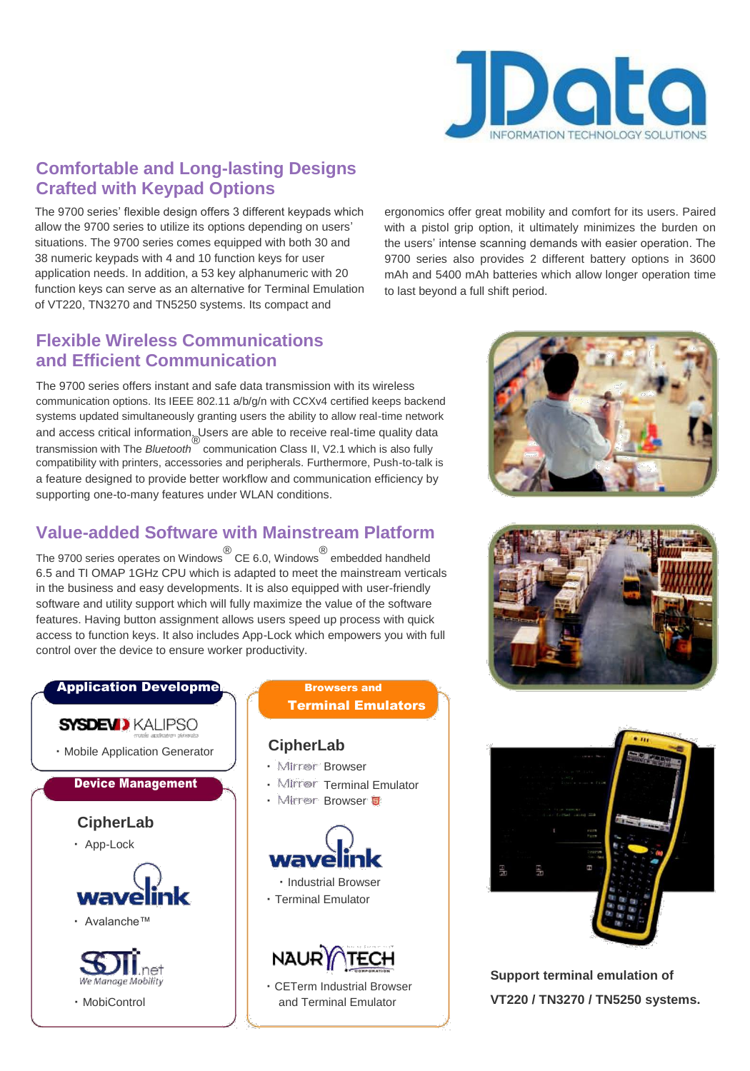## Comfortable and Long-lasting Designs Crafted with Keypad Options

The 9700 series' flexible design offers 3 different keypads which allow the 9700 series to utilize its options depending on users' situations. The 9700 series comes equipped with both 30 and 38 numeric keypads with 4 and 10 function keys for user application needs. In addition, a 53 key alphanumeric with 20 function keys can serve as an alternative for Terminal Emulation of VT220, TN3270 and TN5250 systems. Its compact and ergonomics offer great mobility and comfort for its users. Paired with a pistol grip option, it ultimately minimizes the burden on the users' intense scanning demands with easier operation. The 9700 series also provides 2 different battery options in 3600 mAh and 5400 mAh batteries which allow longer operation time to last beyond a full shift period.

## Flexible Wireless Communications and Efficient Communication

The 9700 series offers instant and safe data transmission with its wireless communication options. Its IEEE 802.11 a/b/g/n with CCXv4 certified keeps backend systems updated simultaneously granting users the ability to allow real-time network and access critical information. Users are able to receive real-time quality data transmission with The *Bluetooth*® communication Class II, V2.1 which is also fully compatibility with printers, accessories and peripherals. Furthermore, Push-to-talk is a feature designed to provide better workflow and communication efficiency by supporting one-to-many features under WLAN conditions.

## Value-added Software with Mainstream Platform

The 9700 series operates on Windows® CE 6.0, Windows® embedded handheld 6.5 and TI OMAP 1GHz CPU which is adapted to meet the mainstream verticals in the business and easy developments. It is also equipped with user-friendly software and utility support which will fully maximize the value of the software features. Having button assignment allows users speed up process with quick access to function keys. It also includes App-Lock which empowers you with full control over the device to ensure worker productivity.

### Application Development

SYSDEV KALIPSO

- Mobile Application Generator

### Device Management

**CipherLab**

- App-Lock

wavelink

- Avalanche™

SOTI .net We Manage Mobility

- MobiControl

### Browsers and Terminal Emulators

**CipherLab**

- Mirror Browser
- Mirror Terminal Emulator
- Mirror Browser

wavelink

- Industrial Browser
- Terminal Emulator

NAURTECH

- CETerm Industrial Browser and Terminal Emulator

**Support terminal emulation of VT220 / TN3270 / TN5250 systems.**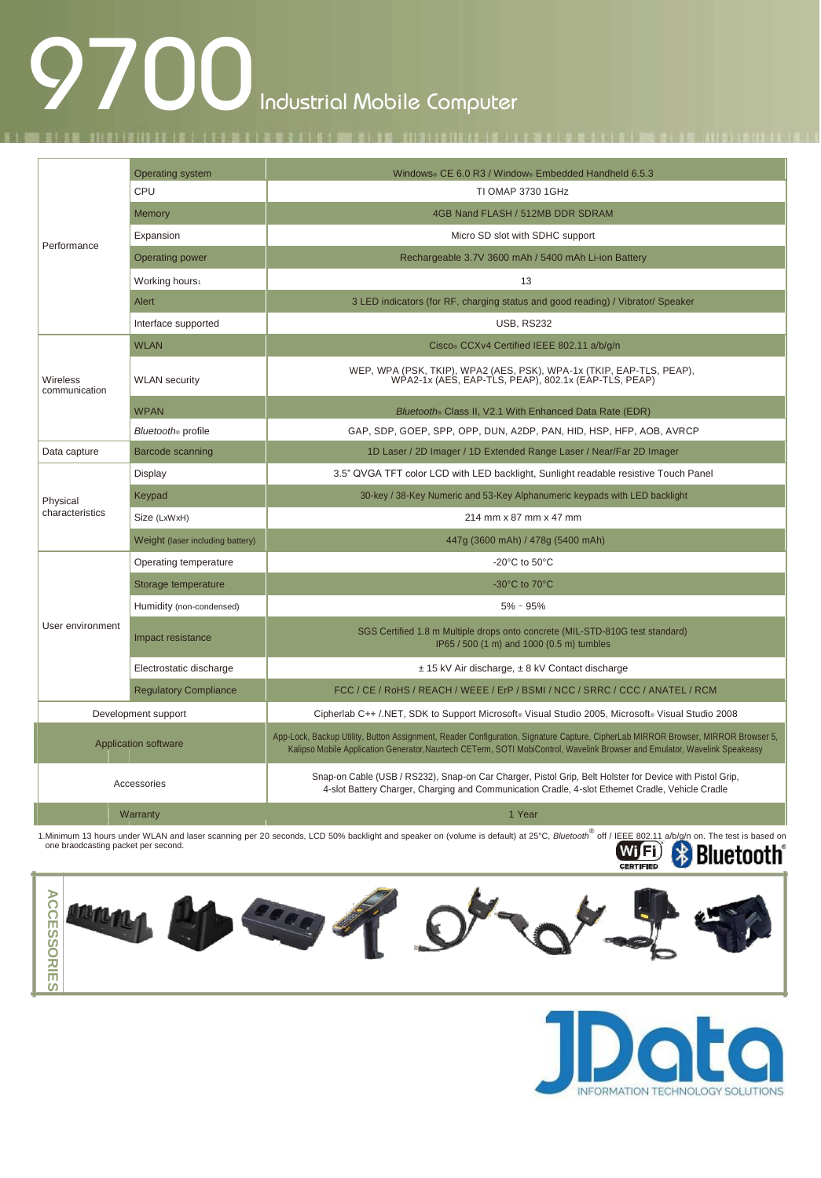# 9700 Industrial Mobile Computer

| | | |
|---|---|---|
| Performance | Operating system | Windows® CE 6.0 R3 / Window® Embedded Handheld 6.5.3 |
| | CPU | TI OMAP 3730 1GHz |
| | Memory | 4GB Nand FLASH / 512MB DDR SDRAM |
| | Expansion | Micro SD slot with SDHC support |
| | Operating power | Rechargeable 3.7V 3600 mAh / 5400 mAh Li-ion Battery |
| | Working hours[1] | 13 |
| | Alert | 3 LED indicators (for RF, charging status and good reading) / Vibrator/ Speaker |
| | Interface supported | USB, RS232 |
| Wireless communication | WLAN | Cisco® CCXv4 Certified IEEE 802.11 a/b/g/n |
| | WLAN security | WEP, WPA (PSK, TKIP), WPA2 (AES, PSK), WPA-1x (TKIP, EAP-TLS, PEAP), WPA2-1x (AES, EAP-TLS, PEAP), 802.1x (EAP-TLS, PEAP) |
| | WPAN | *Bluetooth®* Class II, V2.1 With Enhanced Data Rate (EDR) |
| | *Bluetooth®* profile | GAP, SDP, GOEP, SPP, OPP, DUN, A2DP, PAN, HID, HSP, HFP, AOB, AVRCP |
| Data capture | Barcode scanning | 1D Laser / 2D Imager / 1D Extended Range Laser / Near/Far 2D Imager |
| Physical characteristics | Display | 3.5" QVGA TFT color LCD with LED backlight, Sunlight readable resistive Touch Panel |
| | Keypad | 30-key / 38-Key Numeric and 53-Key Alphanumeric keypads with LED backlight |
| | Size (LxWxH) | 214 mm x 87 mm x 47 mm |
| | Weight (laser including battery) | 447g (3600 mAh) / 478g (5400 mAh) |
| User environment | Operating temperature | -20°C to 50°C |
| | Storage temperature | -30°C to 70°C |
| | Humidity (non-condensed) | 5% ~ 95% |
| | Impact resistance | SGS Certified 1.8 m Multiple drops onto concrete (MIL-STD-810G test standard) IP65 / 500 (1 m) and 1000 (0.5 m) tumbles |
| | Electrostatic discharge | ± 15 kV Air discharge, ± 8 kV Contact discharge |
| | Regulatory Compliance | FCC / CE / RoHS / REACH / WEEE / ErP / BSMI / NCC / SRRC / CCC / ANATEL / RCM |
| Development support | | Cipherlab C++ /.NET, SDK to Support Microsoft® Visual Studio 2005, Microsoft® Visual Studio 2008 |
| Application software | | App-Lock, Backup Utility, Button Assignment, Reader Configuration, Signature Capture, CipherLab MIRROR Browser, MIRROR Browser 5, Kalipso Mobile Application Generator,Naurtech CETerm, SOTI MobiControl, Wavelink Browser and Emulator, Wavelink Speakeasy |
| Accessories | | Snap-on Cable (USB / RS232), Snap-on Car Charger, Pistol Grip, Belt Holster for Device with Pistol Grip, 4-slot Battery Charger, Charging and Communication Cradle, 4-slot Ethemet Cradle, Vehicle Cradle |
| Warranty | | 1 Year |

1.Minimum 13 hours under WLAN and laser scanning per 20 seconds, LCD 50% backlight and speaker on (volume is default) at 25°C, *Bluetooth®* off / IEEE 802.11 a/b/g/n on. The test is based on one braodcasting packet per second.

ACCESSORIES

JData INFORMATION TECHNOLOGY SOLUTIONS